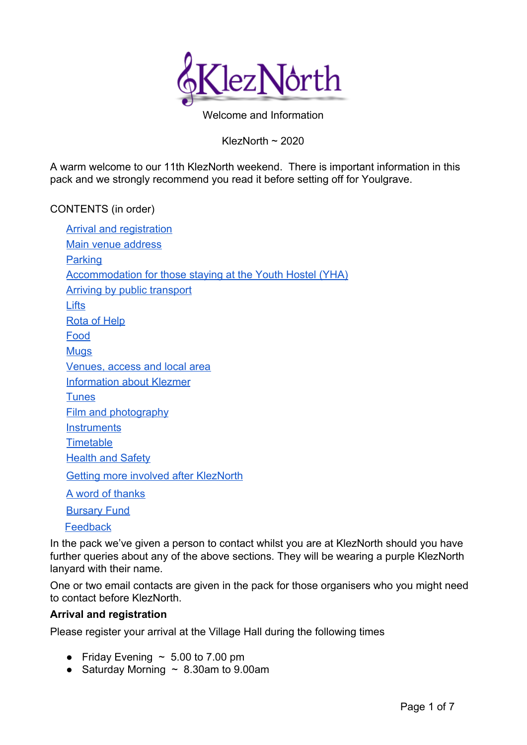# KlezNorth

Welcome and Information

KlezNorth ~ 2020

A warm welcome to our 11th KlezNorth weekend. There is important information in this pack and we strongly recommend you read it before setting off for Youlgrave.

CONTENTS (in order)

- Arrival and registration
- Main venue address
- Parking
- Accommodation for those staying at the Youth Hostel (YHA)
- Arriving by public transport
- Lifts
- Rota of Help
- Food
- Mugs
- Venues, access and local area
- Information about Klezmer
- Tunes
- Film and photography
- Instruments
- Timetable
- Health and Safety
- Getting more involved after KlezNorth
- A word of thanks
- Bursary Fund
- Feedback

In the pack we've given a person to contact whilst you are at KlezNorth should you have further queries about any of the above sections. They will be wearing a purple KlezNorth lanyard with their name.

One or two email contacts are given in the pack for those organisers who you might need to contact before KlezNorth.

**Arrival and registration**

Please register your arrival at the Village Hall during the following times

- Friday Evening ~ 5.00 to 7.00 pm
- Saturday Morning ~ 8.30am to 9.00am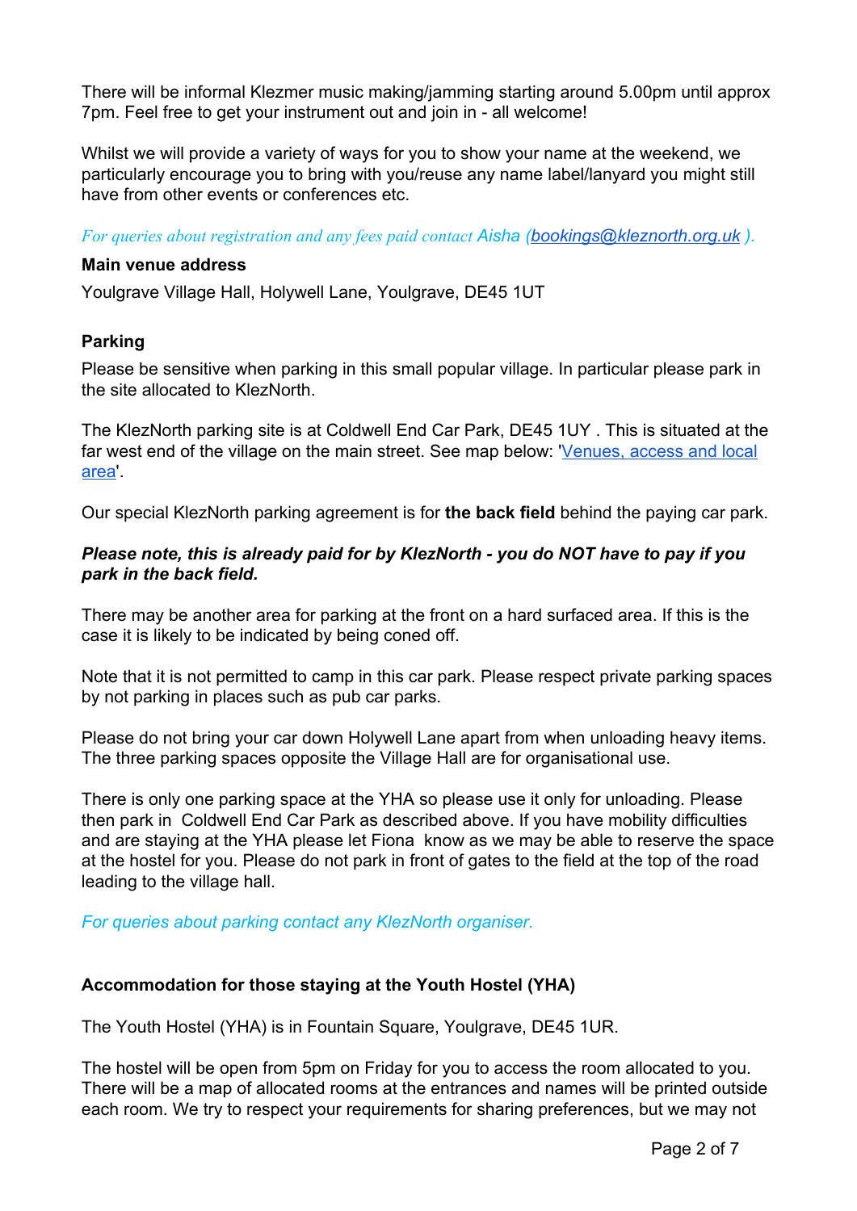There will be informal Klezmer music making/jamming starting around 5.00pm until approx 7pm. Feel free to get your instrument out and join in - all welcome!

Whilst we will provide a variety of ways for you to show your name at the weekend, we particularly encourage you to bring with you/reuse any name label/lanyard you might still have from other events or conferences etc.

*For queries about registration and any fees paid contact Aisha ([bookings@kleznorth.org.uk](mailto:bookings@kleznorth.org.uk) ).*

**Main venue address**

Youlgrave Village Hall, Holywell Lane, Youlgrave, DE45 1UT

**Parking**

Please be sensitive when parking in this small popular village. In particular please park in the site allocated to KlezNorth.

The KlezNorth parking site is at Coldwell End Car Park, DE45 1UY . This is situated at the far west end of the village on the main street. See map below: '[Venues, access and local area]()'.

Our special KlezNorth parking agreement is for **the back field** behind the paying car park.

***Please note, this is already paid for by KlezNorth - you do NOT have to pay if you park in the back field.***

There may be another area for parking at the front on a hard surfaced area. If this is the case it is likely to be indicated by being coned off.

Note that it is not permitted to camp in this car park. Please respect private parking spaces by not parking in places such as pub car parks.

Please do not bring your car down Holywell Lane apart from when unloading heavy items. The three parking spaces opposite the Village Hall are for organisational use.

There is only one parking space at the YHA so please use it only for unloading. Please then park in Coldwell End Car Park as described above. If you have mobility difficulties and are staying at the YHA please let Fiona know as we may be able to reserve the space at the hostel for you. Please do not park in front of gates to the field at the top of the road leading to the village hall.

*For queries about parking contact any KlezNorth organiser.*

**Accommodation for those staying at the Youth Hostel (YHA)**

The Youth Hostel (YHA) is in Fountain Square, Youlgrave, DE45 1UR.

The hostel will be open from 5pm on Friday for you to access the room allocated to you. There will be a map of allocated rooms at the entrances and names will be printed outside each room. We try to respect your requirements for sharing preferences, but we may not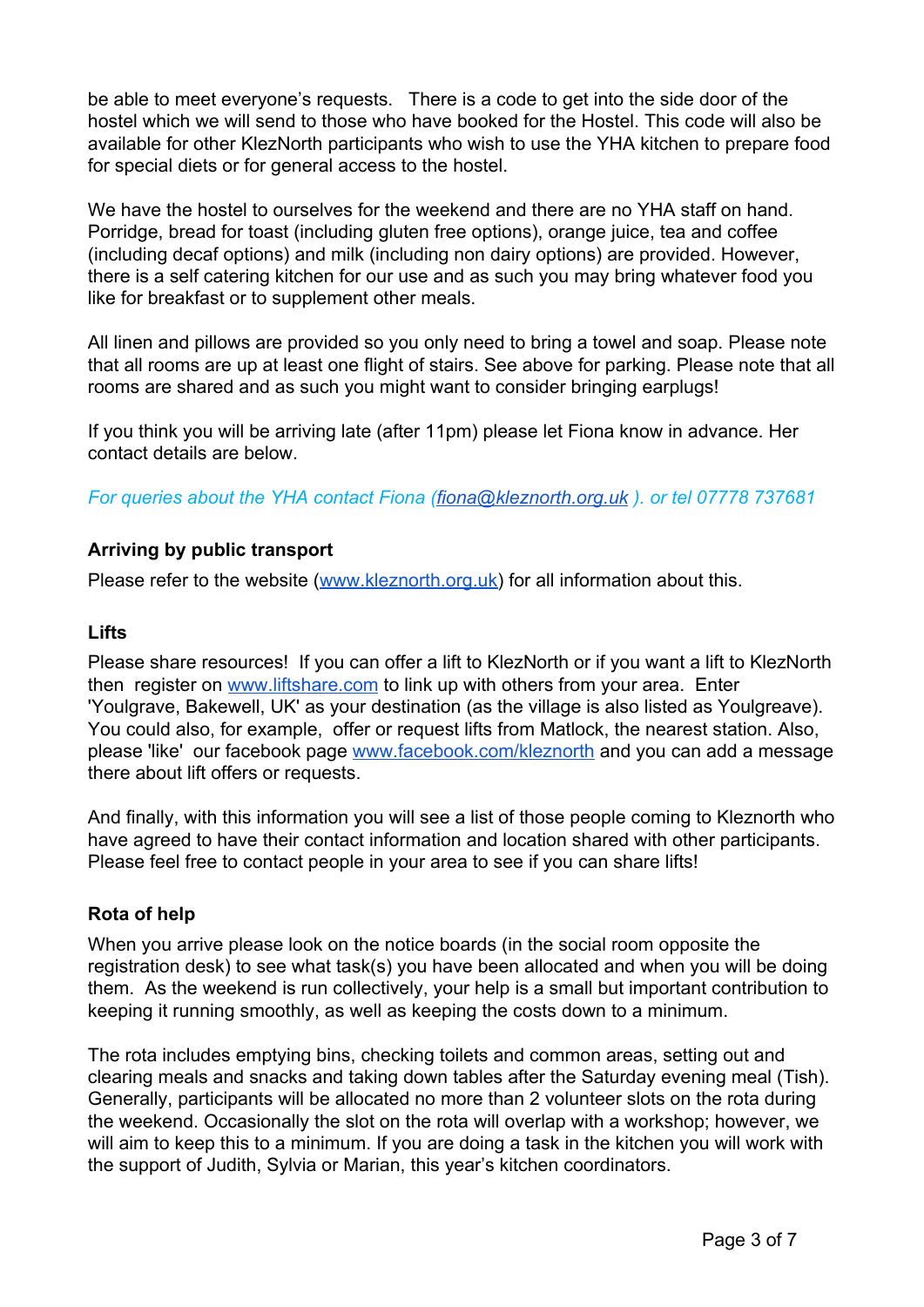be able to meet everyone's requests.   There is a code to get into the side door of the hostel which we will send to those who have booked for the Hostel. This code will also be available for other KlezNorth participants who wish to use the YHA kitchen to prepare food for special diets or for general access to the hostel.

We have the hostel to ourselves for the weekend and there are no YHA staff on hand. Porridge, bread for toast (including gluten free options), orange juice, tea and coffee (including decaf options) and milk (including non dairy options) are provided. However, there is a self catering kitchen for our use and as such you may bring whatever food you like for breakfast or to supplement other meals.

All linen and pillows are provided so you only need to bring a towel and soap. Please note that all rooms are up at least one flight of stairs. See above for parking. Please note that all rooms are shared and as such you might want to consider bringing earplugs!

If you think you will be arriving late (after 11pm) please let Fiona know in advance. Her contact details are below.

*For queries about the YHA contact Fiona (fiona@kleznorth.org.uk ). or tel 07778 737681*

**Arriving by public transport**

Please refer to the website (www.kleznorth.org.uk) for all information about this.

**Lifts**

Please share resources!  If you can offer a lift to KlezNorth or if you want a lift to KlezNorth then  register on www.liftshare.com to link up with others from your area.  Enter 'Youlgrave, Bakewell, UK' as your destination (as the village is also listed as Youlgreave). You could also, for example,  offer or request lifts from Matlock, the nearest station. Also, please 'like'  our facebook page www.facebook.com/kleznorth and you can add a message there about lift offers or requests.

And finally, with this information you will see a list of those people coming to Kleznorth who have agreed to have their contact information and location shared with other participants. Please feel free to contact people in your area to see if you can share lifts!

**Rota of help**

When you arrive please look on the notice boards (in the social room opposite the registration desk) to see what task(s) you have been allocated and when you will be doing them.  As the weekend is run collectively, your help is a small but important contribution to keeping it running smoothly, as well as keeping the costs down to a minimum.

The rota includes emptying bins, checking toilets and common areas, setting out and clearing meals and snacks and taking down tables after the Saturday evening meal (Tish). Generally, participants will be allocated no more than 2 volunteer slots on the rota during the weekend. Occasionally the slot on the rota will overlap with a workshop; however, we will aim to keep this to a minimum. If you are doing a task in the kitchen you will work with the support of Judith, Sylvia or Marian, this year's kitchen coordinators.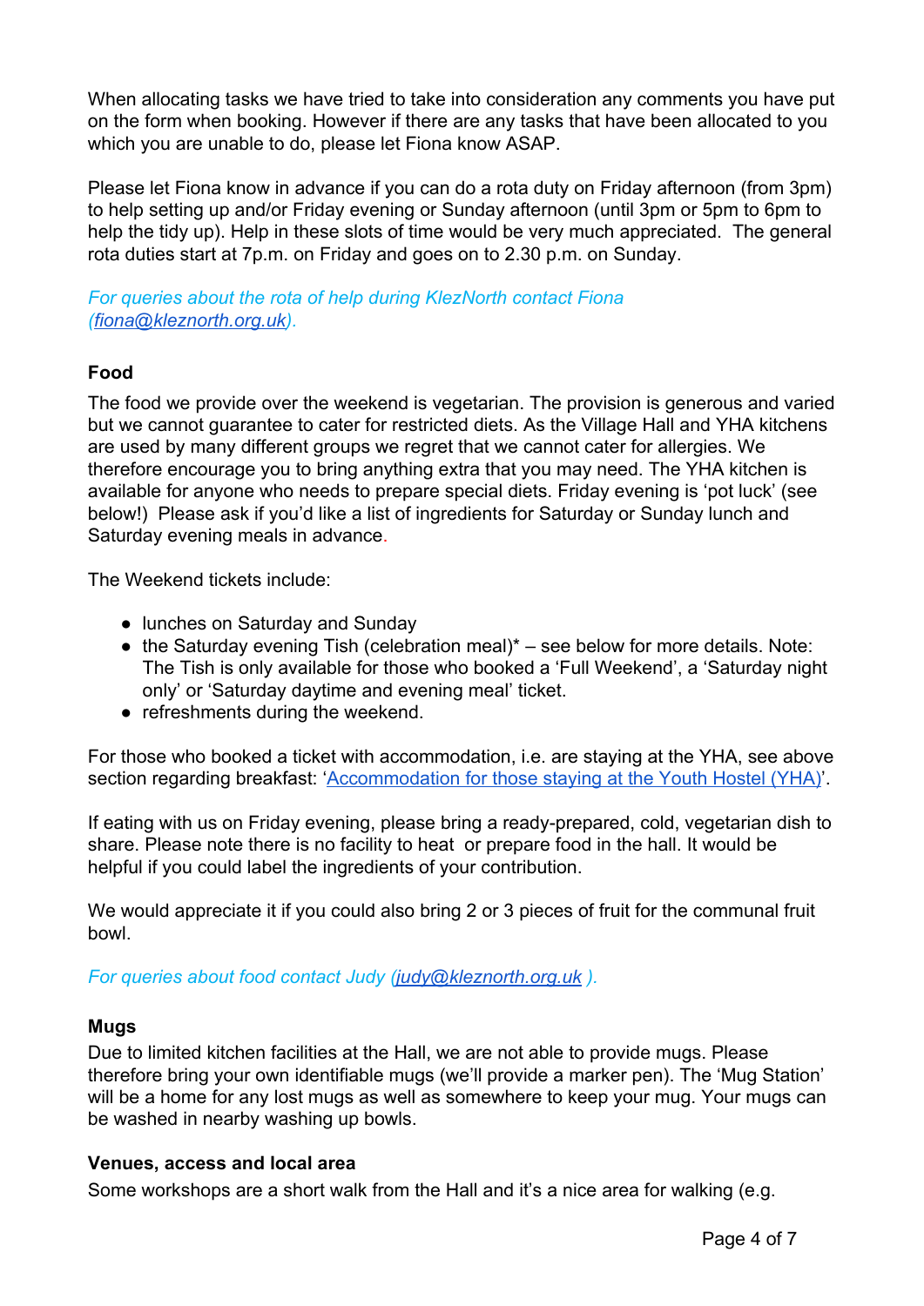When allocating tasks we have tried to take into consideration any comments you have put on the form when booking. However if there are any tasks that have been allocated to you which you are unable to do, please let Fiona know ASAP.

Please let Fiona know in advance if you can do a rota duty on Friday afternoon (from 3pm) to help setting up and/or Friday evening or Sunday afternoon (until 3pm or 5pm to 6pm to help the tidy up). Help in these slots of time would be very much appreciated. The general rota duties start at 7p.m. on Friday and goes on to 2.30 p.m. on Sunday.

*For queries about the rota of help during KlezNorth contact Fiona ([fiona@kleznorth.org.uk](mailto:fiona@kleznorth.org.uk)).*

**Food**

The food we provide over the weekend is vegetarian. The provision is generous and varied but we cannot guarantee to cater for restricted diets. As the Village Hall and YHA kitchens are used by many different groups we regret that we cannot cater for allergies. We therefore encourage you to bring anything extra that you may need. The YHA kitchen is available for anyone who needs to prepare special diets. Friday evening is 'pot luck' (see below!) Please ask if you'd like a list of ingredients for Saturday or Sunday lunch and Saturday evening meals in advance.

The Weekend tickets include:

- lunches on Saturday and Sunday
- the Saturday evening Tish (celebration meal)* – see below for more details. Note: The Tish is only available for those who booked a 'Full Weekend', a 'Saturday night only' or 'Saturday daytime and evening meal' ticket.
- refreshments during the weekend.

For those who booked a ticket with accommodation, i.e. are staying at the YHA, see above section regarding breakfast: '[Accommodation for those staying at the Youth Hostel (YHA)]'.

If eating with us on Friday evening, please bring a ready-prepared, cold, vegetarian dish to share. Please note there is no facility to heat or prepare food in the hall. It would be helpful if you could label the ingredients of your contribution.

We would appreciate it if you could also bring 2 or 3 pieces of fruit for the communal fruit bowl.

*For queries about food contact Judy ([judy@kleznorth.org.uk](mailto:judy@kleznorth.org.uk) ).*

**Mugs**

Due to limited kitchen facilities at the Hall, we are not able to provide mugs. Please therefore bring your own identifiable mugs (we'll provide a marker pen). The 'Mug Station' will be a home for any lost mugs as well as somewhere to keep your mug. Your mugs can be washed in nearby washing up bowls.

**Venues, access and local area**

Some workshops are a short walk from the Hall and it's a nice area for walking (e.g.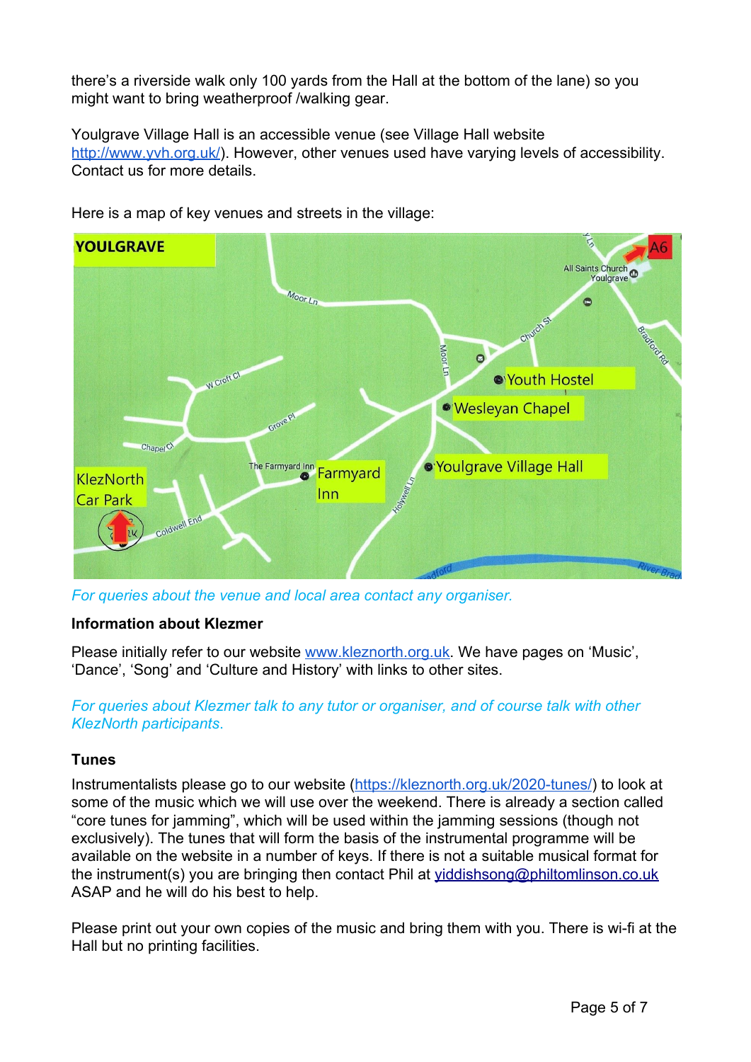there's a riverside walk only 100 yards from the Hall at the bottom of the lane) so you might want to bring weatherproof /walking gear.

Youlgrave Village Hall is an accessible venue (see Village Hall website http://www.yvh.org.uk/). However, other venues used have varying levels of accessibility. Contact us for more details.

Here is a map of key venues and streets in the village:

*For queries about the venue and local area contact any organiser.*

**Information about Klezmer**

Please initially refer to our website www.kleznorth.org.uk. We have pages on 'Music', 'Dance', 'Song' and 'Culture and History' with links to other sites.

*For queries about Klezmer talk to any tutor or organiser, and of course talk with other KlezNorth participants.*

**Tunes**

Instrumentalists please go to our website (https://kleznorth.org.uk/2020-tunes/) to look at some of the music which we will use over the weekend. There is already a section called "core tunes for jamming", which will be used within the jamming sessions (though not exclusively). The tunes that will form the basis of the instrumental programme will be available on the website in a number of keys. If there is not a suitable musical format for the instrument(s) you are bringing then contact Phil at yiddishsong@philtomlinson.co.uk ASAP and he will do his best to help.

Please print out your own copies of the music and bring them with you. There is wi-fi at the Hall but no printing facilities.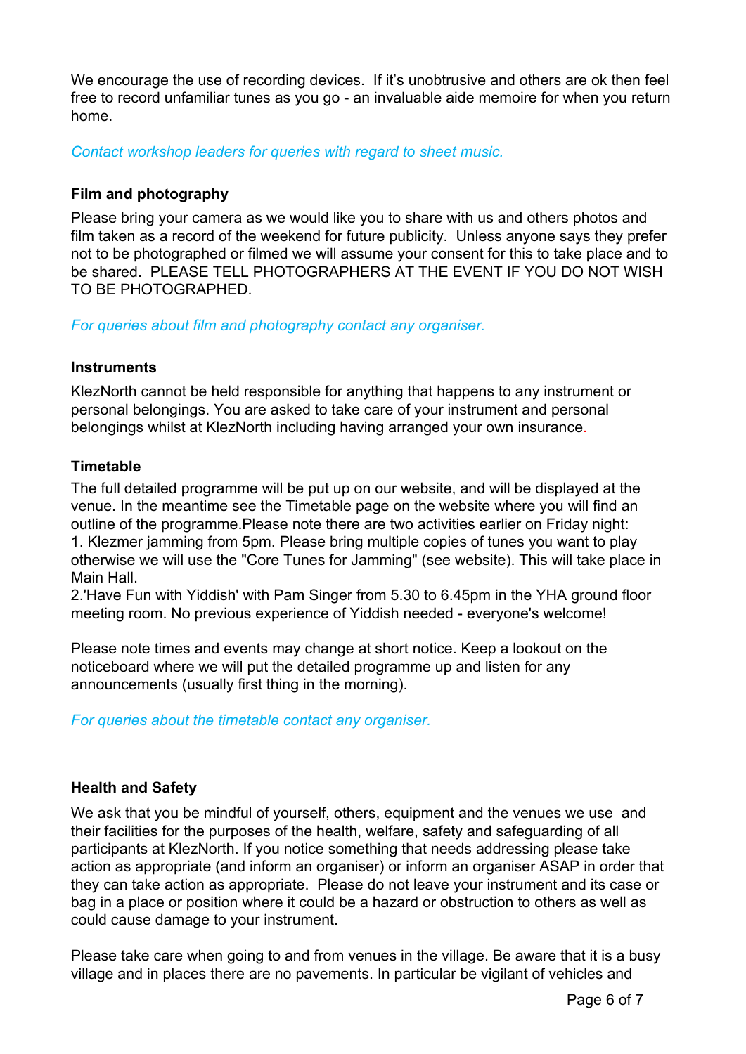We encourage the use of recording devices. If it's unobtrusive and others are ok then feel free to record unfamiliar tunes as you go - an invaluable aide memoire for when you return home.

*Contact workshop leaders for queries with regard to sheet music.*

### Film and photography

Please bring your camera as we would like you to share with us and others photos and film taken as a record of the weekend for future publicity. Unless anyone says they prefer not to be photographed or filmed we will assume your consent for this to take place and to be shared. PLEASE TELL PHOTOGRAPHERS AT THE EVENT IF YOU DO NOT WISH TO BE PHOTOGRAPHED.

*For queries about film and photography contact any organiser.*

### Instruments

KlezNorth cannot be held responsible for anything that happens to any instrument or personal belongings. You are asked to take care of your instrument and personal belongings whilst at KlezNorth including having arranged your own insurance.

### Timetable

The full detailed programme will be put up on our website, and will be displayed at the venue. In the meantime see the Timetable page on the website where you will find an outline of the programme.Please note there are two activities earlier on Friday night:

1. Klezmer jamming from 5pm. Please bring multiple copies of tunes you want to play otherwise we will use the "Core Tunes for Jamming" (see website). This will take place in Main Hall.
2. 'Have Fun with Yiddish' with Pam Singer from 5.30 to 6.45pm in the YHA ground floor meeting room. No previous experience of Yiddish needed - everyone's welcome!

Please note times and events may change at short notice. Keep a lookout on the noticeboard where we will put the detailed programme up and listen for any announcements (usually first thing in the morning).

*For queries about the timetable contact any organiser.*

### Health and Safety

We ask that you be mindful of yourself, others, equipment and the venues we use and their facilities for the purposes of the health, welfare, safety and safeguarding of all participants at KlezNorth. If you notice something that needs addressing please take action as appropriate (and inform an organiser) or inform an organiser ASAP in order that they can take action as appropriate. Please do not leave your instrument and its case or bag in a place or position where it could be a hazard or obstruction to others as well as could cause damage to your instrument.

Please take care when going to and from venues in the village. Be aware that it is a busy village and in places there are no pavements. In particular be vigilant of vehicles and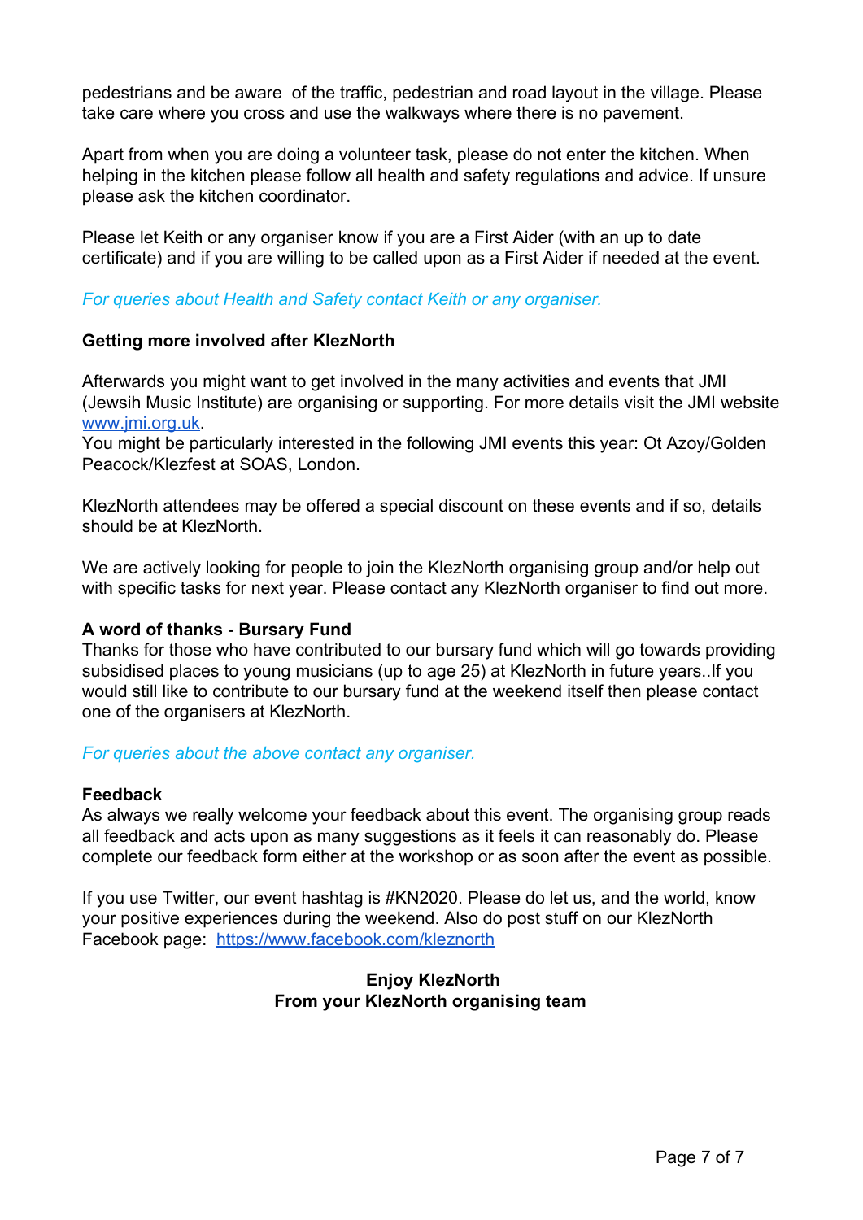pedestrians and be aware  of the traffic, pedestrian and road layout in the village. Please take care where you cross and use the walkways where there is no pavement.

Apart from when you are doing a volunteer task, please do not enter the kitchen. When helping in the kitchen please follow all health and safety regulations and advice. If unsure please ask the kitchen coordinator.

Please let Keith or any organiser know if you are a First Aider (with an up to date certificate) and if you are willing to be called upon as a First Aider if needed at the event.

*For queries about Health and Safety contact Keith or any organiser.*

**Getting more involved after KlezNorth**

Afterwards you might want to get involved in the many activities and events that JMI (Jewsih Music Institute) are organising or supporting. For more details visit the JMI website [www.jmi.org.uk](http://www.jmi.org.uk).
You might be particularly interested in the following JMI events this year: Ot Azoy/Golden Peacock/Klezfest at SOAS, London.

KlezNorth attendees may be offered a special discount on these events and if so, details should be at KlezNorth.

We are actively looking for people to join the KlezNorth organising group and/or help out with specific tasks for next year. Please contact any KlezNorth organiser to find out more.

**A word of thanks - Bursary Fund**
Thanks for those who have contributed to our bursary fund which will go towards providing subsidised places to young musicians (up to age 25) at KlezNorth in future years..If you would still like to contribute to our bursary fund at the weekend itself then please contact one of the organisers at KlezNorth.

*For queries about the above contact any organiser.*

**Feedback**
As always we really welcome your feedback about this event. The organising group reads all feedback and acts upon as many suggestions as it feels it can reasonably do. Please complete our feedback form either at the workshop or as soon after the event as possible.

If you use Twitter, our event hashtag is #KN2020. Please do let us, and the world, know your positive experiences during the weekend. Also do post stuff on our KlezNorth Facebook page: [https://www.facebook.com/kleznorth](https://www.facebook.com/kleznorth)

**Enjoy KlezNorth**
**From your KlezNorth organising team**